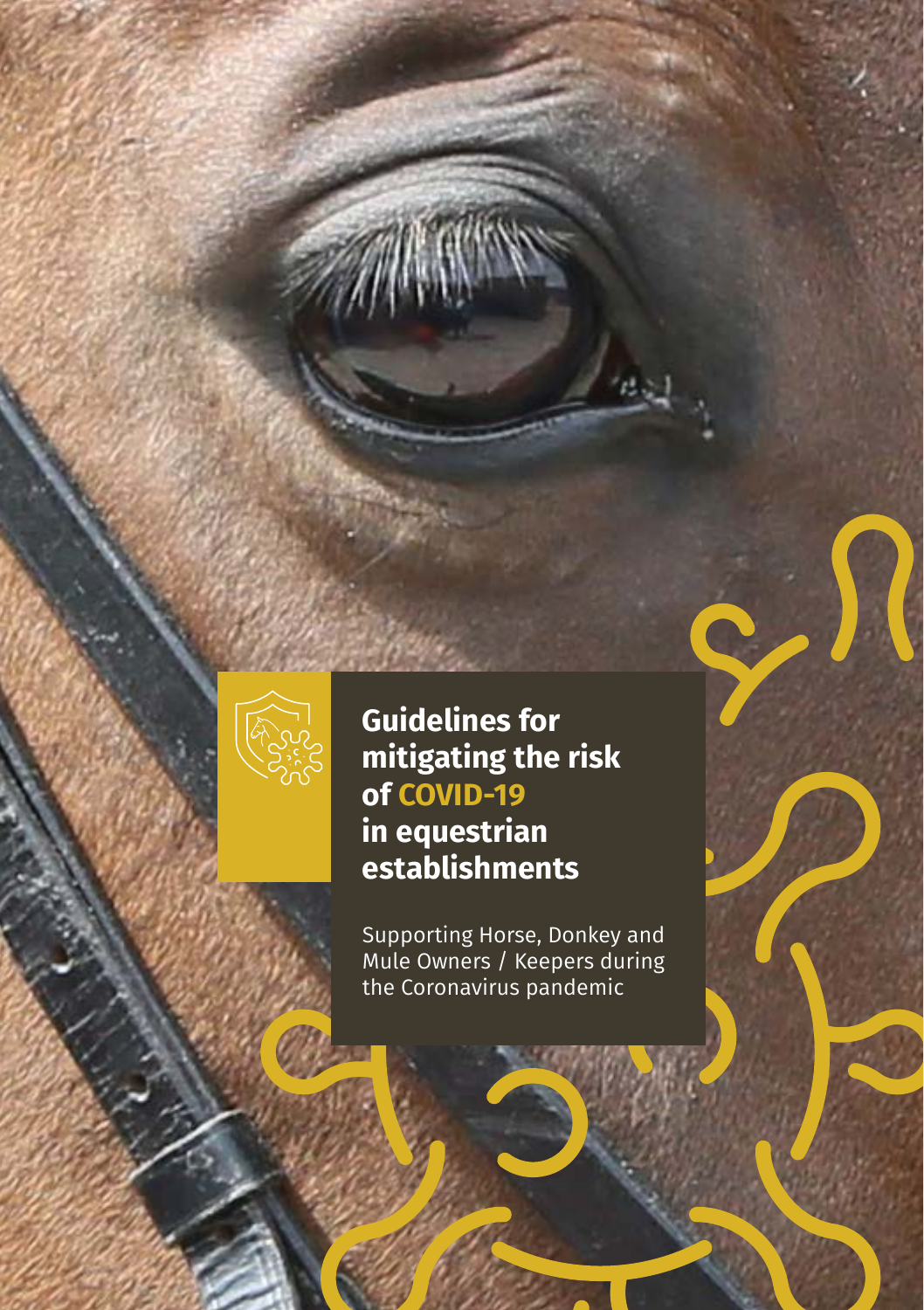# Guidelines for mitigating the risk of COVID-19 in equestrian establishments

Supporting Horse, Donkey and Mule Owners / Keepers during the Coronavirus pandemic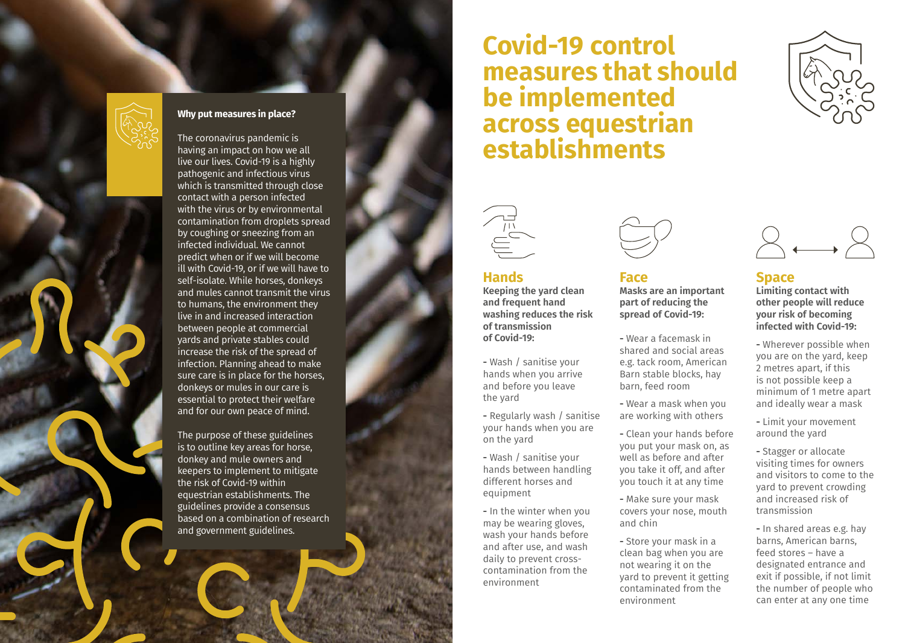### Why put measures in place?

The coronavirus pandemic is having an impact on how we all live our lives. Covid-19 is a highly pathogenic and infectious virus which is transmitted through close contact with a person infected with the virus or by environmental contamination from droplets spread by coughing or sneezing from an infected individual. We cannot predict when or if we will become ill with Covid-19, or if we will have to self-isolate. While horses, donkeys and mules cannot transmit the virus to humans, the environment they live in and increased interaction between people at commercial yards and private stables could increase the risk of the spread of infection. Planning ahead to make sure care is in place for the horses, donkeys or mules in our care is essential to protect their welfare and for our own peace of mind.

The purpose of these guidelines is to outline key areas for horse, donkey and mule owners and keepers to implement to mitigate the risk of Covid-19 within equestrian establishments. The guidelines provide a consensus based on a combination of research and government guidelines.

# Covid-19 control measures that should be implemented across equestrian establishments

## Hands

**Keeping the yard clean and frequent hand washing reduces the risk of transmission of Covid-19:**

- Wash / sanitise your hands when you arrive and before you leave the yard
- Regularly wash / sanitise your hands when you are on the yard
- Wash / sanitise your hands between handling different horses and equipment
- In the winter when you may be wearing gloves, wash your hands before and after use, and wash daily to prevent cross-contamination from the environment

## Face

**Masks are an important part of reducing the spread of Covid-19:**

- Wear a facemask in shared and social areas e.g. tack room, American Barn stable blocks, hay barn, feed room
- Wear a mask when you are working with others
- Clean your hands before you put your mask on, as well as before and after you take it off, and after you touch it at any time
- Make sure your mask covers your nose, mouth and chin
- Store your mask in a clean bag when you are not wearing it on the yard to prevent it getting contaminated from the environment

## Space

**Limiting contact with other people will reduce your risk of becoming infected with Covid-19:**

- Wherever possible when you are on the yard, keep 2 metres apart, if this is not possible keep a minimum of 1 metre apart and ideally wear a mask
- Limit your movement around the yard
- Stagger or allocate visiting times for owners and visitors to come to the yard to prevent crowding and increased risk of transmission
- In shared areas e.g. hay barns, American barns, feed stores – have a designated entrance and exit if possible, if not limit the number of people who can enter at any one time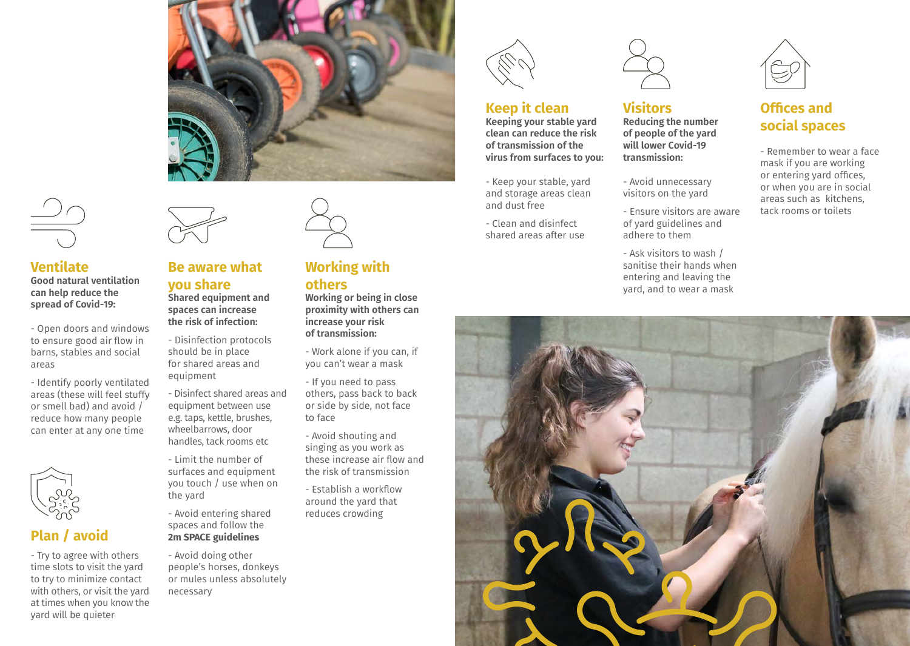## Ventilate

**Good natural ventilation can help reduce the spread of Covid-19:**

- Open doors and windows to ensure good air flow in barns, stables and social areas
- Identify poorly ventilated areas (these will feel stuffy or smell bad) and avoid / reduce how many people can enter at any one time

## Plan / avoid

- Try to agree with others time slots to visit the yard to try to minimize contact with others, or visit the yard at times when you know the yard will be quieter

## Be aware what you share

**Shared equipment and spaces can increase the risk of infection:**

- Disinfection protocols should be in place for shared areas and equipment
- Disinfect shared areas and equipment between use e.g. taps, kettle, brushes, wheelbarrows, door handles, tack rooms etc
- Limit the number of surfaces and equipment you touch / use when on the yard
- Avoid entering shared spaces and follow the **2m SPACE guidelines**
- Avoid doing other people's horses, donkeys or mules unless absolutely necessary

## Working with others

**Working or being in close proximity with others can increase your risk of transmission:**

- Work alone if you can, if you can't wear a mask
- If you need to pass others, pass back to back or side by side, not face to face
- Avoid shouting and singing as you work as these increase air flow and the risk of transmission
- Establish a workflow around the yard that reduces crowding

## Keep it clean

**Keeping your stable yard clean can reduce the risk of transmission of the virus from surfaces to you:**

- Keep your stable, yard and storage areas clean and dust free
- Clean and disinfect shared areas after use

## Visitors

**Reducing the number of people of the yard will lower Covid-19 transmission:**

- Avoid unnecessary visitors on the yard
- Ensure visitors are aware of yard guidelines and adhere to them
- Ask visitors to wash / sanitise their hands when entering and leaving the yard, and to wear a mask

## Offices and social spaces

- Remember to wear a face mask if you are working or entering yard offices, or when you are in social areas such as kitchens, tack rooms or toilets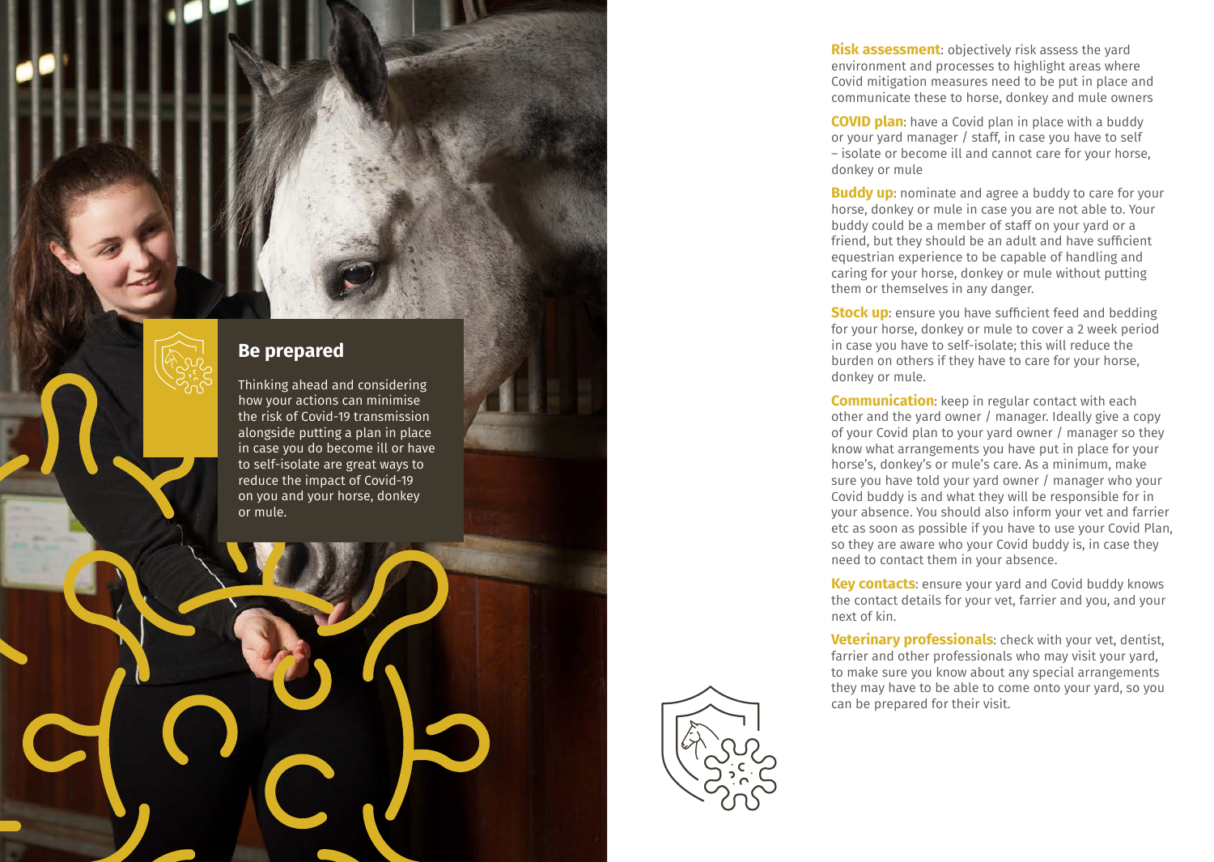## Be prepared

Thinking ahead and considering how your actions can minimise the risk of Covid-19 transmission alongside putting a plan in place in case you do become ill or have to self-isolate are great ways to reduce the impact of Covid-19 on you and your horse, donkey or mule.

**Risk assessment**: objectively risk assess the yard environment and processes to highlight areas where Covid mitigation measures need to be put in place and communicate these to horse, donkey and mule owners

**COVID plan**: have a Covid plan in place with a buddy or your yard manager / staff, in case you have to self – isolate or become ill and cannot care for your horse, donkey or mule

**Buddy up**: nominate and agree a buddy to care for your horse, donkey or mule in case you are not able to. Your buddy could be a member of staff on your yard or a friend, but they should be an adult and have sufficient equestrian experience to be capable of handling and caring for your horse, donkey or mule without putting them or themselves in any danger.

**Stock up**: ensure you have sufficient feed and bedding for your horse, donkey or mule to cover a 2 week period in case you have to self-isolate; this will reduce the burden on others if they have to care for your horse, donkey or mule.

**Communication**: keep in regular contact with each other and the yard owner / manager. Ideally give a copy of your Covid plan to your yard owner / manager so they know what arrangements you have put in place for your horse's, donkey's or mule's care. As a minimum, make sure you have told your yard owner / manager who your Covid buddy is and what they will be responsible for in your absence. You should also inform your vet and farrier etc as soon as possible if you have to use your Covid Plan, so they are aware who your Covid buddy is, in case they need to contact them in your absence.

**Key contacts**: ensure your yard and Covid buddy knows the contact details for your vet, farrier and you, and your next of kin.

**Veterinary professionals**: check with your vet, dentist, farrier and other professionals who may visit your yard, to make sure you know about any special arrangements they may have to be able to come onto your yard, so you can be prepared for their visit.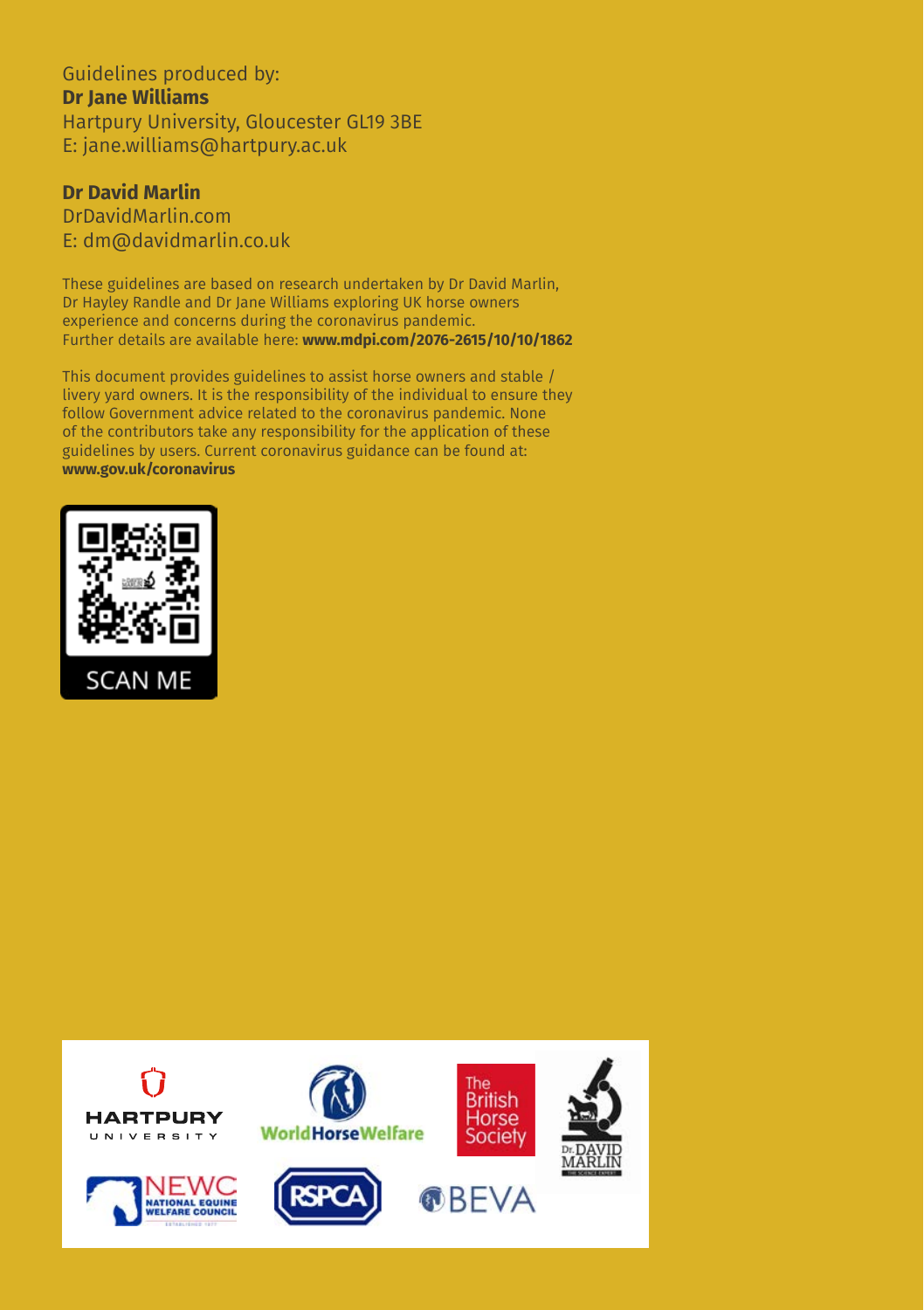Guidelines produced by:
**Dr Jane Williams**
Hartpury University, Gloucester GL19 3BE
E: jane.williams@hartpury.ac.uk

**Dr David Marlin**
DrDavidMarlin.com
E: dm@davidmarlin.co.uk

These guidelines are based on research undertaken by Dr David Marlin, Dr Hayley Randle and Dr Jane Williams exploring UK horse owners experience and concerns during the coronavirus pandemic. Further details are available here: **www.mdpi.com/2076-2615/10/10/1862**

This document provides guidelines to assist horse owners and stable / livery yard owners. It is the responsibility of the individual to ensure they follow Government advice related to the coronavirus pandemic. None of the contributors take any responsibility for the application of these guidelines by users. Current coronavirus guidance can be found at: **www.gov.uk/coronavirus**

SCAN ME

HARTPURY UNIVERSITY

WorldHorseWelfare

The British Horse Society

Dr. DAVID MARLIN

NEWC NATIONAL EQUINE WELFARE COUNCIL

RSPCA

BEVA